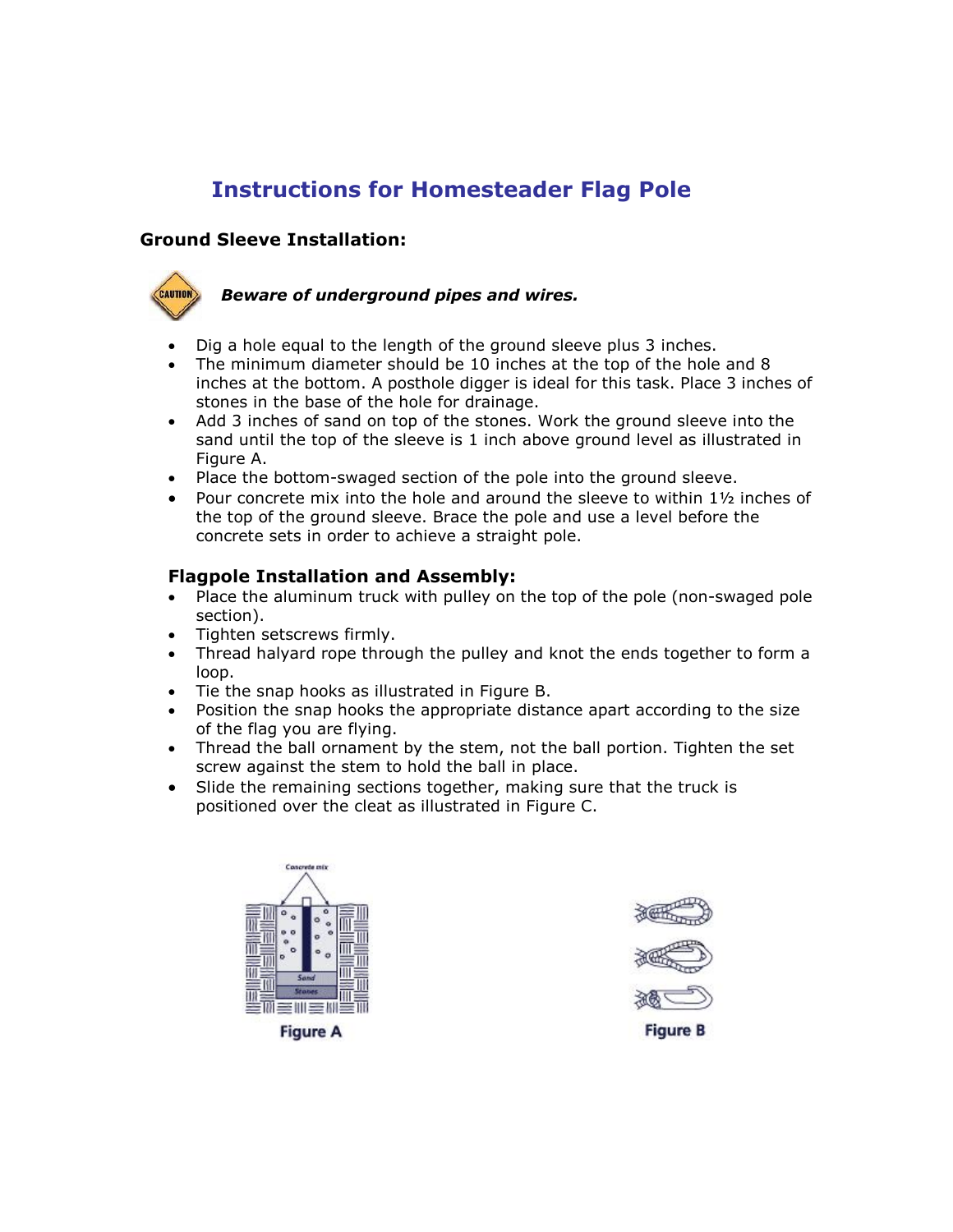# Instructions for Homesteader Flag Pole

### Ground Sleeve Installation:

CAUTION ***Beware of underground pipes and wires.***

- Dig a hole equal to the length of the ground sleeve plus 3 inches.
- The minimum diameter should be 10 inches at the top of the hole and 8 inches at the bottom. A posthole digger is ideal for this task. Place 3 inches of stones in the base of the hole for drainage.
- Add 3 inches of sand on top of the stones. Work the ground sleeve into the sand until the top of the sleeve is 1 inch above ground level as illustrated in Figure A.
- Place the bottom-swaged section of the pole into the ground sleeve.
- Pour concrete mix into the hole and around the sleeve to within 1½ inches of the top of the ground sleeve. Brace the pole and use a level before the concrete sets in order to achieve a straight pole.

### Flagpole Installation and Assembly:

- Place the aluminum truck with pulley on the top of the pole (non-swaged pole section).
- Tighten setscrews firmly.
- Thread halyard rope through the pulley and knot the ends together to form a loop.
- Tie the snap hooks as illustrated in Figure B.
- Position the snap hooks the appropriate distance apart according to the size of the flag you are flying.
- Thread the ball ornament by the stem, not the ball portion. Tighten the set screw against the stem to hold the ball in place.
- Slide the remaining sections together, making sure that the truck is positioned over the cleat as illustrated in Figure C.

Concrete mix

Sand

Stones

Figure A

Figure B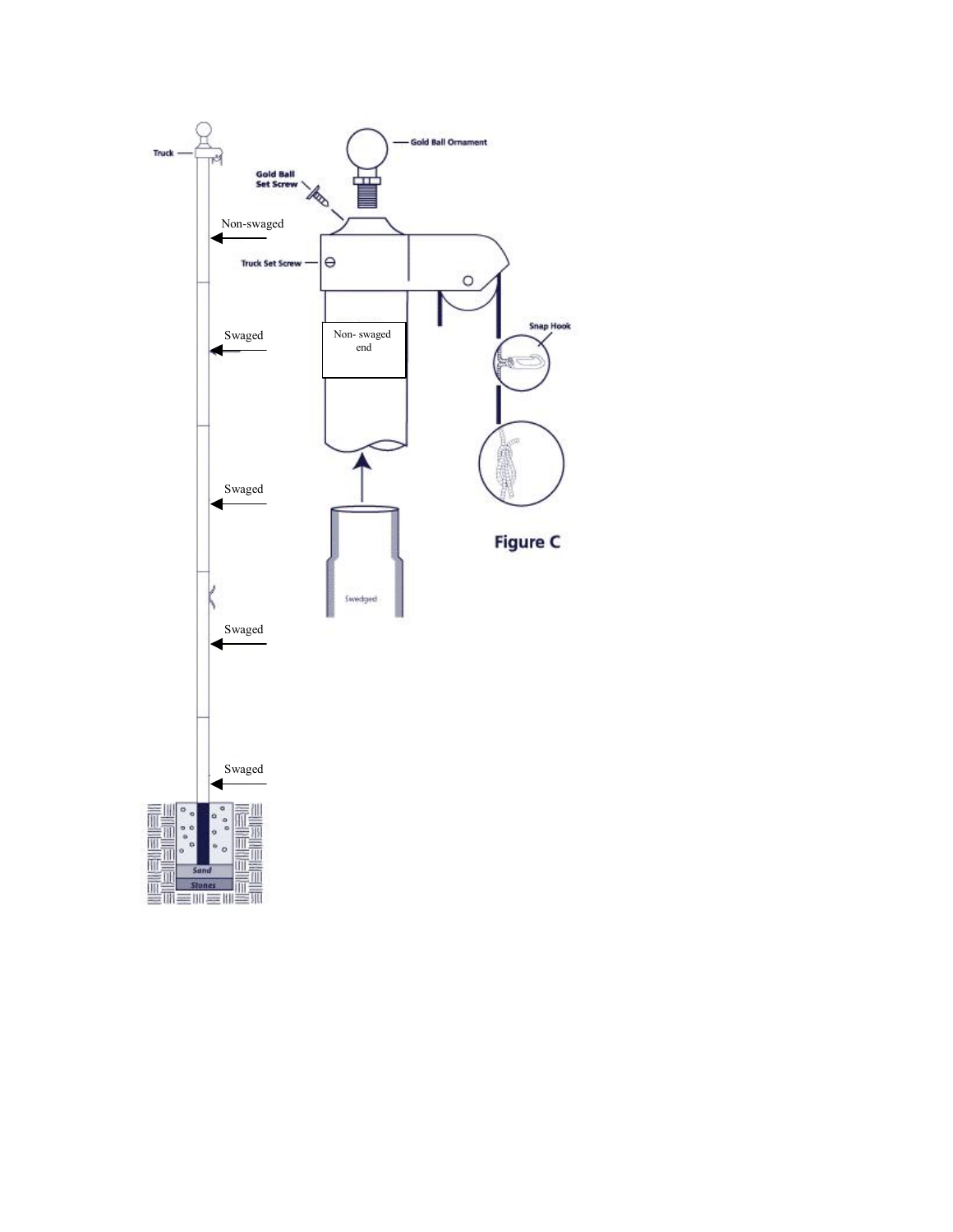Truck

Gold Ball Ornament

Gold Ball Set Screw

Non-swaged

Truck Set Screw

Swaged

Non- swaged end

Snap Hook

Swaged

Swedged

Figure C

Swaged

Swaged

Sand

Stones